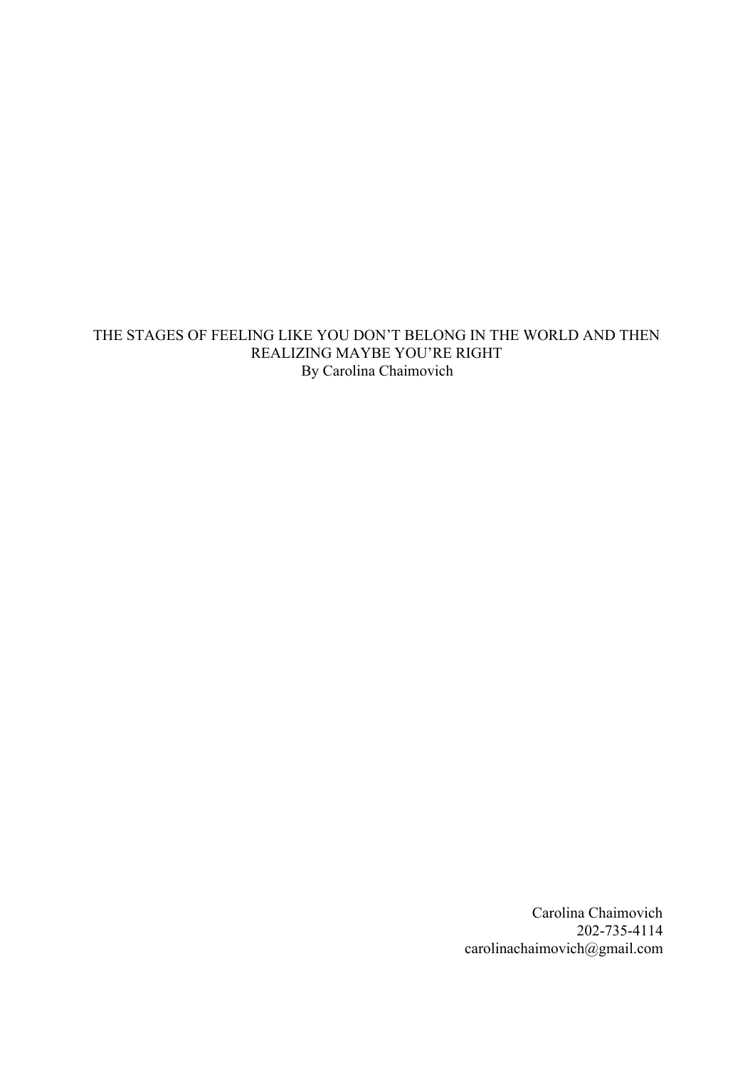# THE STAGES OF FEELING LIKE YOU DON'T BELONG IN THE WORLD AND THEN REALIZING MAYBE YOU'RE RIGHT

By Carolina Chaimovich

Carolina Chaimovich
202-735-4114
carolinachaimovich@gmail.com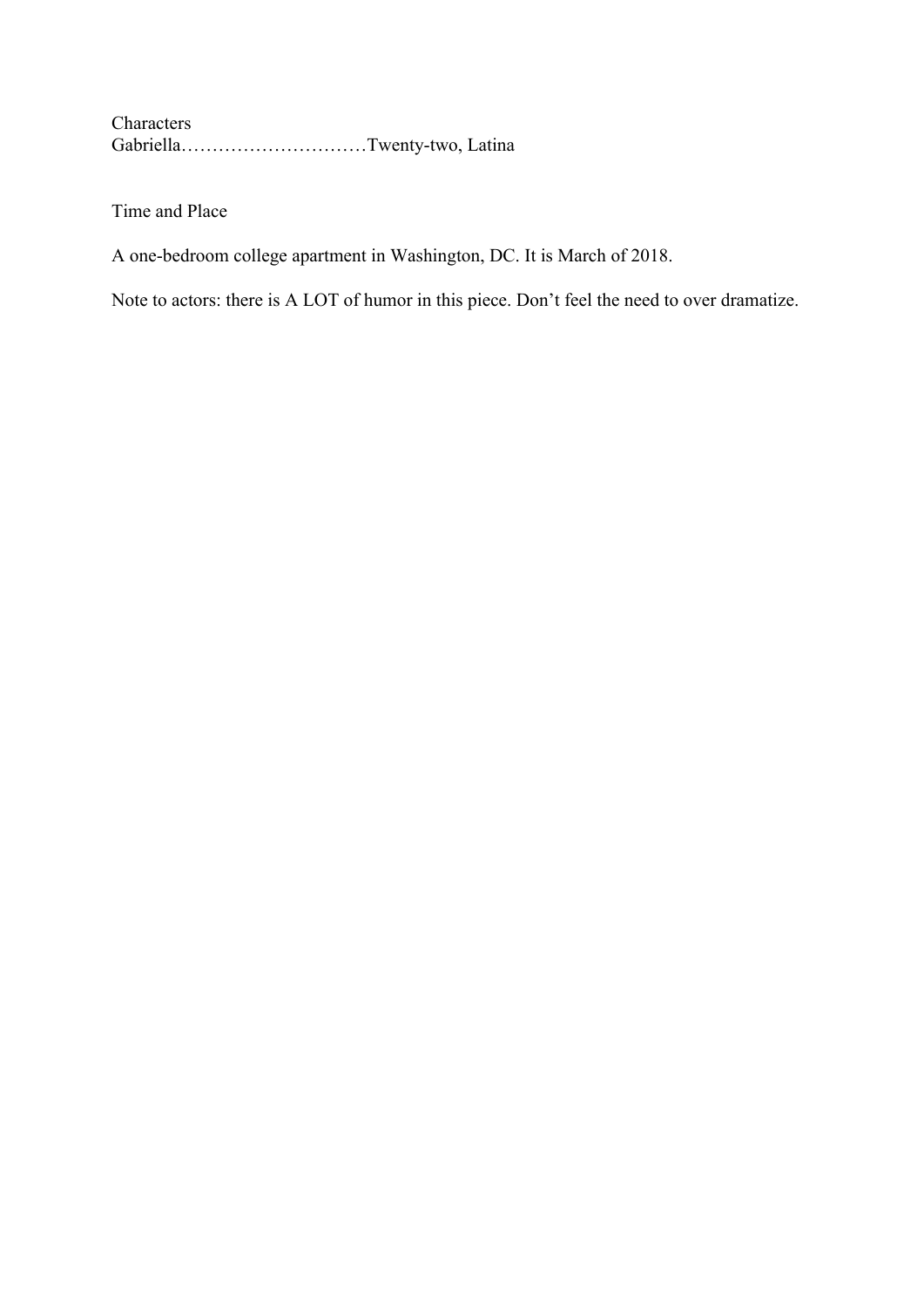Characters

Gabriella…………………………Twenty-two, Latina

Time and Place

A one-bedroom college apartment in Washington, DC. It is March of 2018.

Note to actors: there is A LOT of humor in this piece. Don't feel the need to over dramatize.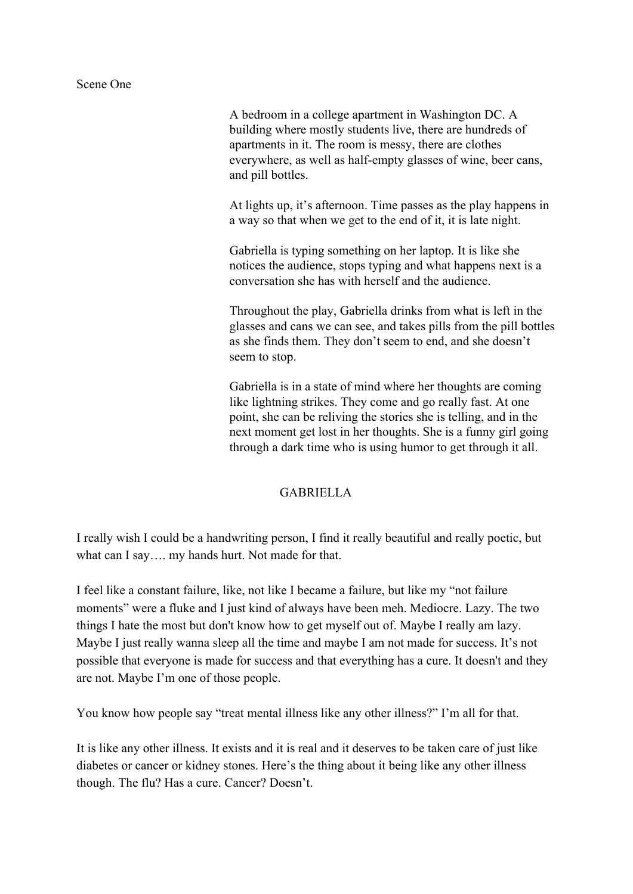Scene One

> A bedroom in a college apartment in Washington DC. A building where mostly students live, there are hundreds of apartments in it. The room is messy, there are clothes everywhere, as well as half-empty glasses of wine, beer cans, and pill bottles.
>
> At lights up, it's afternoon. Time passes as the play happens in a way so that when we get to the end of it, it is late night.
>
> Gabriella is typing something on her laptop. It is like she notices the audience, stops typing and what happens next is a conversation she has with herself and the audience.
>
> Throughout the play, Gabriella drinks from what is left in the glasses and cans we can see, and takes pills from the pill bottles as she finds them. They don't seem to end, and she doesn't seem to stop.
>
> Gabriella is in a state of mind where her thoughts are coming like lightning strikes. They come and go really fast. At one point, she can be reliving the stories she is telling, and in the next moment get lost in her thoughts. She is a funny girl going through a dark time who is using humor to get through it all.

GABRIELLA

I really wish I could be a handwriting person, I find it really beautiful and really poetic, but what can I say…. my hands hurt. Not made for that.

I feel like a constant failure, like, not like I became a failure, but like my "not failure moments" were a fluke and I just kind of always have been meh. Mediocre. Lazy. The two things I hate the most but don't know how to get myself out of. Maybe I really am lazy. Maybe I just really wanna sleep all the time and maybe I am not made for success. It's not possible that everyone is made for success and that everything has a cure. It doesn't and they are not. Maybe I'm one of those people.

You know how people say "treat mental illness like any other illness?" I'm all for that.

It is like any other illness. It exists and it is real and it deserves to be taken care of just like diabetes or cancer or kidney stones. Here's the thing about it being like any other illness though. The flu? Has a cure. Cancer? Doesn't.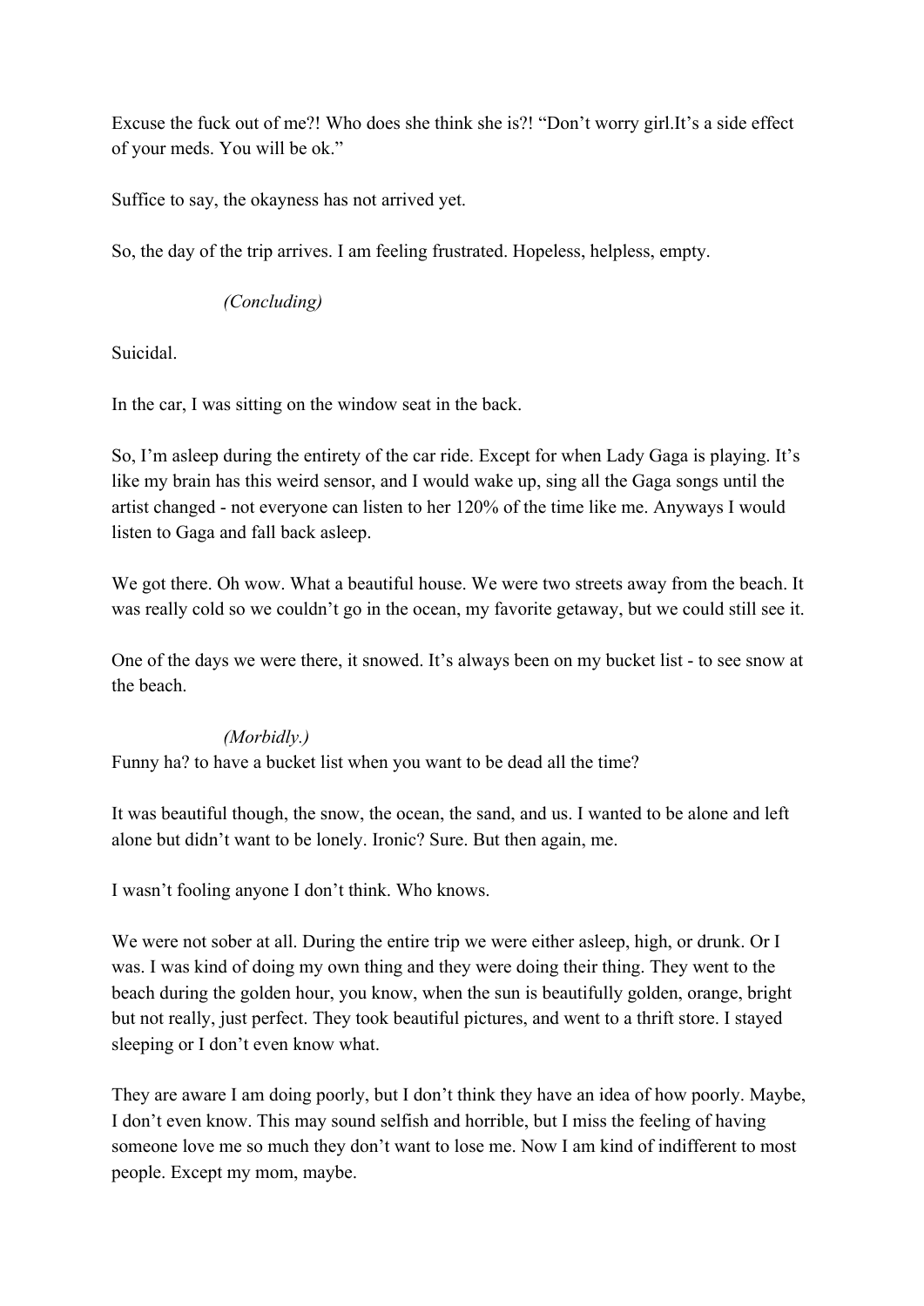Excuse the fuck out of me?! Who does she think she is?! "Don't worry girl.It's a side effect of your meds. You will be ok."

Suffice to say, the okayness has not arrived yet.

So, the day of the trip arrives. I am feeling frustrated. Hopeless, helpless, empty.

*(Concluding)*

Suicidal.

In the car, I was sitting on the window seat in the back.

So, I'm asleep during the entirety of the car ride. Except for when Lady Gaga is playing. It's like my brain has this weird sensor, and I would wake up, sing all the Gaga songs until the artist changed - not everyone can listen to her 120% of the time like me. Anyways I would listen to Gaga and fall back asleep.

We got there. Oh wow. What a beautiful house. We were two streets away from the beach. It was really cold so we couldn't go in the ocean, my favorite getaway, but we could still see it.

One of the days we were there, it snowed. It's always been on my bucket list - to see snow at the beach.

*(Morbidly.)*
Funny ha? to have a bucket list when you want to be dead all the time?

It was beautiful though, the snow, the ocean, the sand, and us. I wanted to be alone and left alone but didn't want to be lonely. Ironic? Sure. But then again, me.

I wasn't fooling anyone I don't think. Who knows.

We were not sober at all. During the entire trip we were either asleep, high, or drunk. Or I was. I was kind of doing my own thing and they were doing their thing. They went to the beach during the golden hour, you know, when the sun is beautifully golden, orange, bright but not really, just perfect. They took beautiful pictures, and went to a thrift store. I stayed sleeping or I don't even know what.

They are aware I am doing poorly, but I don't think they have an idea of how poorly. Maybe, I don't even know. This may sound selfish and horrible, but I miss the feeling of having someone love me so much they don't want to lose me. Now I am kind of indifferent to most people. Except my mom, maybe.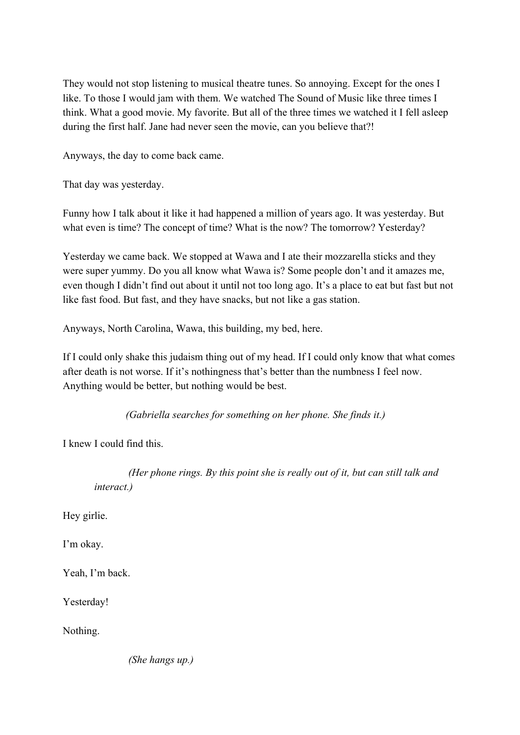They would not stop listening to musical theatre tunes. So annoying. Except for the ones I like. To those I would jam with them. We watched The Sound of Music like three times I think. What a good movie. My favorite. But all of the three times we watched it I fell asleep during the first half. Jane had never seen the movie, can you believe that?!

Anyways, the day to come back came.

That day was yesterday.

Funny how I talk about it like it had happened a million of years ago. It was yesterday. But what even is time? The concept of time? What is the now? The tomorrow? Yesterday?

Yesterday we came back. We stopped at Wawa and I ate their mozzarella sticks and they were super yummy. Do you all know what Wawa is? Some people don't and it amazes me, even though I didn't find out about it until not too long ago. It's a place to eat but fast but not like fast food. But fast, and they have snacks, but not like a gas station.

Anyways, North Carolina, Wawa, this building, my bed, here.

If I could only shake this judaism thing out of my head. If I could only know that what comes after death is not worse. If it's nothingness that's better than the numbness I feel now. Anything would be better, but nothing would be best.

*(Gabriella searches for something on her phone. She finds it.)*

I knew I could find this.

*(Her phone rings. By this point she is really out of it, but can still talk and interact.)*

Hey girlie.

I'm okay.

Yeah, I'm back.

Yesterday!

Nothing.

*(She hangs up.)*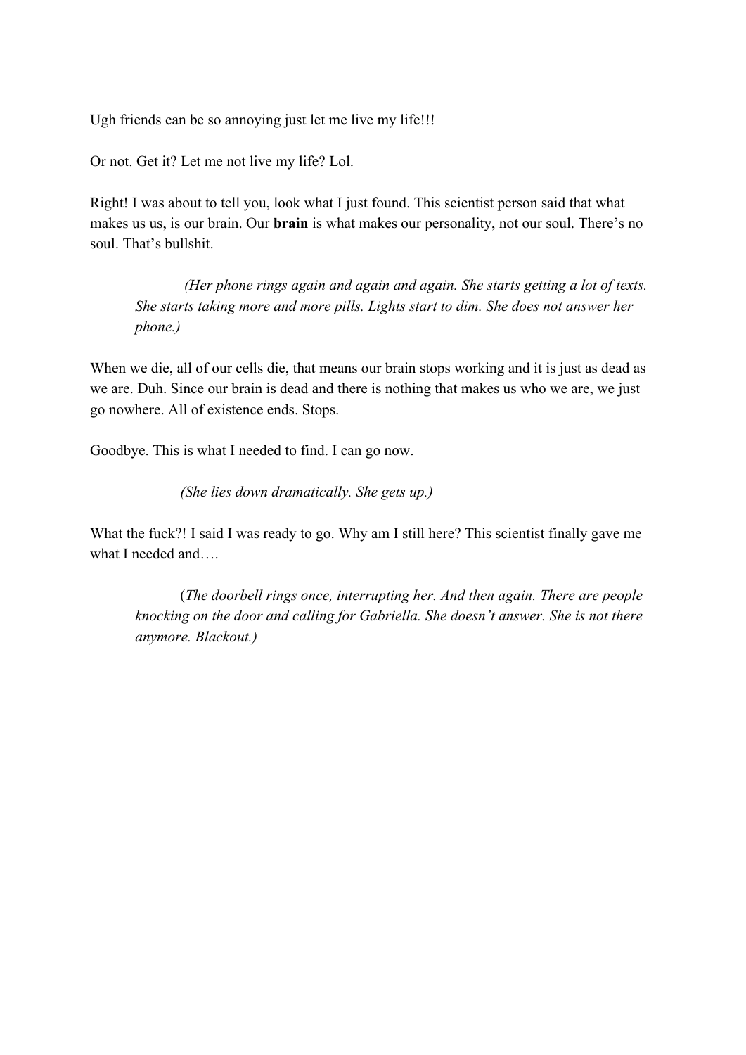Ugh friends can be so annoying just let me live my life!!!

Or not. Get it? Let me not live my life? Lol.

Right! I was about to tell you, look what I just found. This scientist person said that what makes us us, is our brain. Our **brain** is what makes our personality, not our soul. There's no soul. That's bullshit.

> *(Her phone rings again and again and again. She starts getting a lot of texts. She starts taking more and more pills. Lights start to dim. She does not answer her phone.)*

When we die, all of our cells die, that means our brain stops working and it is just as dead as we are. Duh. Since our brain is dead and there is nothing that makes us who we are, we just go nowhere. All of existence ends. Stops.

Goodbye. This is what I needed to find. I can go now.

> *(She lies down dramatically. She gets up.)*

What the fuck?! I said I was ready to go. Why am I still here? This scientist finally gave me what I needed and….

> (*The doorbell rings once, interrupting her. And then again. There are people knocking on the door and calling for Gabriella. She doesn't answer. She is not there anymore. Blackout.)*